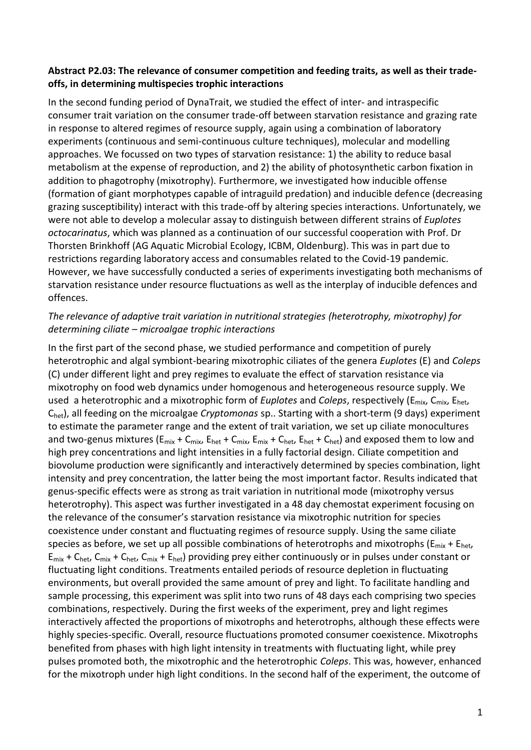**Abstract P2.03: The relevance of consumer competition and feeding traits, as well as their trade-offs, in determining multispecies trophic interactions**

In the second funding period of DynaTrait, we studied the effect of inter- and intraspecific consumer trait variation on the consumer trade-off between starvation resistance and grazing rate in response to altered regimes of resource supply, again using a combination of laboratory experiments (continuous and semi-continuous culture techniques), molecular and modelling approaches. We focussed on two types of starvation resistance: 1) the ability to reduce basal metabolism at the expense of reproduction, and 2) the ability of photosynthetic carbon fixation in addition to phagotrophy (mixotrophy). Furthermore, we investigated how inducible offense (formation of giant morphotypes capable of intraguild predation) and inducible defence (decreasing grazing susceptibility) interact with this trade-off by altering species interactions. Unfortunately, we were not able to develop a molecular assay to distinguish between different strains of *Euplotes octocarinatus*, which was planned as a continuation of our successful cooperation with Prof. Dr Thorsten Brinkhoff (AG Aquatic Microbial Ecology, ICBM, Oldenburg). This was in part due to restrictions regarding laboratory access and consumables related to the Covid-19 pandemic. However, we have successfully conducted a series of experiments investigating both mechanisms of starvation resistance under resource fluctuations as well as the interplay of inducible defences and offences.

*The relevance of adaptive trait variation in nutritional strategies (heterotrophy, mixotrophy) for determining ciliate – microalgae trophic interactions*

In the first part of the second phase, we studied performance and competition of purely heterotrophic and algal symbiont-bearing mixotrophic ciliates of the genera *Euplotes* (E) and *Coleps* (C) under different light and prey regimes to evaluate the effect of starvation resistance via mixotrophy on food web dynamics under homogenous and heterogeneous resource supply. We used a heterotrophic and a mixotrophic form of *Euplotes* and *Coleps*, respectively ($E_{mix}$, $C_{mix}$, $E_{het}$, $C_{het}$), all feeding on the microalgae *Cryptomonas* sp.. Starting with a short-term (9 days) experiment to estimate the parameter range and the extent of trait variation, we set up ciliate monocultures and two-genus mixtures ($E_{mix}$ + $C_{mix}$, $E_{het}$ + $C_{mix}$, $E_{mix}$ + $C_{het}$, $E_{het}$ + $C_{het}$) and exposed them to low and high prey concentrations and light intensities in a fully factorial design. Ciliate competition and biovolume production were significantly and interactively determined by species combination, light intensity and prey concentration, the latter being the most important factor. Results indicated that genus-specific effects were as strong as trait variation in nutritional mode (mixotrophy versus heterotrophy). This aspect was further investigated in a 48 day chemostat experiment focusing on the relevance of the consumer's starvation resistance via mixotrophic nutrition for species coexistence under constant and fluctuating regimes of resource supply. Using the same ciliate species as before, we set up all possible combinations of heterotrophs and mixotrophs ($E_{mix}$ + $E_{het}$, $E_{mix}$ + $C_{het}$, $C_{mix}$ + $C_{het}$, $C_{mix}$ + $E_{het}$) providing prey either continuously or in pulses under constant or fluctuating light conditions. Treatments entailed periods of resource depletion in fluctuating environments, but overall provided the same amount of prey and light. To facilitate handling and sample processing, this experiment was split into two runs of 48 days each comprising two species combinations, respectively. During the first weeks of the experiment, prey and light regimes interactively affected the proportions of mixotrophs and heterotrophs, although these effects were highly species-specific. Overall, resource fluctuations promoted consumer coexistence. Mixotrophs benefited from phases with high light intensity in treatments with fluctuating light, while prey pulses promoted both, the mixotrophic and the heterotrophic *Coleps*. This was, however, enhanced for the mixotroph under high light conditions. In the second half of the experiment, the outcome of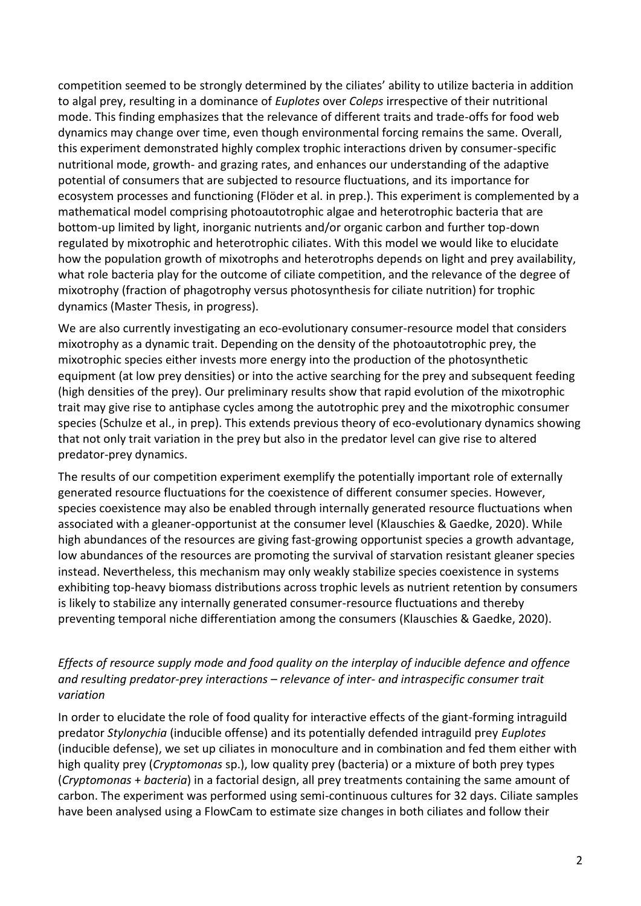competition seemed to be strongly determined by the ciliates' ability to utilize bacteria in addition to algal prey, resulting in a dominance of *Euplotes* over *Coleps* irrespective of their nutritional mode. This finding emphasizes that the relevance of different traits and trade-offs for food web dynamics may change over time, even though environmental forcing remains the same. Overall, this experiment demonstrated highly complex trophic interactions driven by consumer-specific nutritional mode, growth- and grazing rates, and enhances our understanding of the adaptive potential of consumers that are subjected to resource fluctuations, and its importance for ecosystem processes and functioning (Flöder et al. in prep.). This experiment is complemented by a mathematical model comprising photoautotrophic algae and heterotrophic bacteria that are bottom-up limited by light, inorganic nutrients and/or organic carbon and further top-down regulated by mixotrophic and heterotrophic ciliates. With this model we would like to elucidate how the population growth of mixotrophs and heterotrophs depends on light and prey availability, what role bacteria play for the outcome of ciliate competition, and the relevance of the degree of mixotrophy (fraction of phagotrophy versus photosynthesis for ciliate nutrition) for trophic dynamics (Master Thesis, in progress).

We are also currently investigating an eco-evolutionary consumer-resource model that considers mixotrophy as a dynamic trait. Depending on the density of the photoautotrophic prey, the mixotrophic species either invests more energy into the production of the photosynthetic equipment (at low prey densities) or into the active searching for the prey and subsequent feeding (high densities of the prey). Our preliminary results show that rapid evolution of the mixotrophic trait may give rise to antiphase cycles among the autotrophic prey and the mixotrophic consumer species (Schulze et al., in prep). This extends previous theory of eco-evolutionary dynamics showing that not only trait variation in the prey but also in the predator level can give rise to altered predator-prey dynamics.

The results of our competition experiment exemplify the potentially important role of externally generated resource fluctuations for the coexistence of different consumer species. However, species coexistence may also be enabled through internally generated resource fluctuations when associated with a gleaner-opportunist at the consumer level (Klauschies & Gaedke, 2020). While high abundances of the resources are giving fast-growing opportunist species a growth advantage, low abundances of the resources are promoting the survival of starvation resistant gleaner species instead. Nevertheless, this mechanism may only weakly stabilize species coexistence in systems exhibiting top-heavy biomass distributions across trophic levels as nutrient retention by consumers is likely to stabilize any internally generated consumer-resource fluctuations and thereby preventing temporal niche differentiation among the consumers (Klauschies & Gaedke, 2020).

*Effects of resource supply mode and food quality on the interplay of inducible defence and offence and resulting predator-prey interactions – relevance of inter- and intraspecific consumer trait variation*

In order to elucidate the role of food quality for interactive effects of the giant-forming intraguild predator *Stylonychia* (inducible offense) and its potentially defended intraguild prey *Euplotes* (inducible defense), we set up ciliates in monoculture and in combination and fed them either with high quality prey (*Cryptomonas* sp.), low quality prey (bacteria) or a mixture of both prey types (*Cryptomonas + bacteria*) in a factorial design, all prey treatments containing the same amount of carbon. The experiment was performed using semi-continuous cultures for 32 days. Ciliate samples have been analysed using a FlowCam to estimate size changes in both ciliates and follow their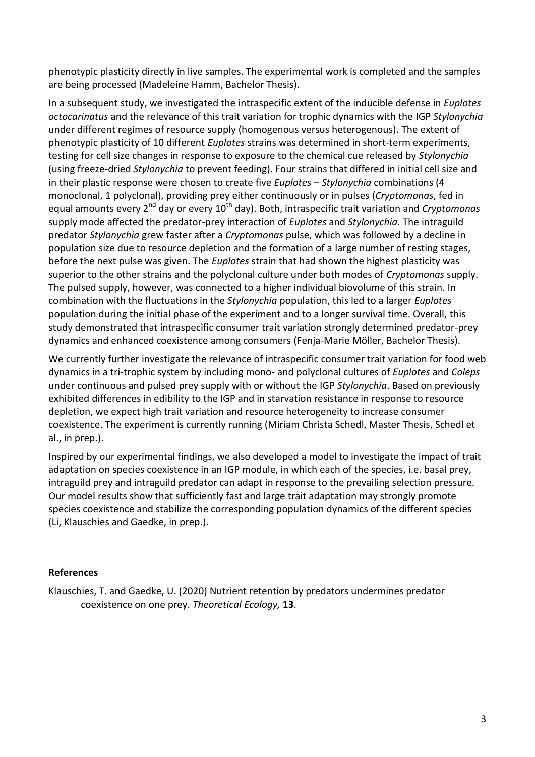phenotypic plasticity directly in live samples. The experimental work is completed and the samples are being processed (Madeleine Hamm, Bachelor Thesis).

In a subsequent study, we investigated the intraspecific extent of the inducible defense in *Euplotes octocarinatus* and the relevance of this trait variation for trophic dynamics with the IGP *Stylonychia* under different regimes of resource supply (homogenous versus heterogenous). The extent of phenotypic plasticity of 10 different *Euplotes* strains was determined in short-term experiments, testing for cell size changes in response to exposure to the chemical cue released by *Stylonychia* (using freeze-dried *Stylonychia* to prevent feeding). Four strains that differed in initial cell size and in their plastic response were chosen to create five *Euplotes* – *Stylonychia* combinations (4 monoclonal, 1 polyclonal), providing prey either continuously or in pulses (*Cryptomonas*, fed in equal amounts every $2^{nd}$ day or every $10^{th}$ day). Both, intraspecific trait variation and *Cryptomonas* supply mode affected the predator-prey interaction of *Euplotes* and *Stylonychia*. The intraguild predator *Stylonychia* grew faster after a *Cryptomonas* pulse, which was followed by a decline in population size due to resource depletion and the formation of a large number of resting stages, before the next pulse was given. The *Euplotes* strain that had shown the highest plasticity was superior to the other strains and the polyclonal culture under both modes of *Cryptomonas* supply. The pulsed supply, however, was connected to a higher individual biovolume of this strain. In combination with the fluctuations in the *Stylonychia* population, this led to a larger *Euplotes* population during the initial phase of the experiment and to a longer survival time. Overall, this study demonstrated that intraspecific consumer trait variation strongly determined predator-prey dynamics and enhanced coexistence among consumers (Fenja-Marie Möller, Bachelor Thesis).

We currently further investigate the relevance of intraspecific consumer trait variation for food web dynamics in a tri-trophic system by including mono- and polyclonal cultures of *Euplotes* and *Coleps* under continuous and pulsed prey supply with or without the IGP *Stylonychia*. Based on previously exhibited differences in edibility to the IGP and in starvation resistance in response to resource depletion, we expect high trait variation and resource heterogeneity to increase consumer coexistence. The experiment is currently running (Miriam Christa Schedl, Master Thesis, Schedl et al., in prep.).

Inspired by our experimental findings, we also developed a model to investigate the impact of trait adaptation on species coexistence in an IGP module, in which each of the species, i.e. basal prey, intraguild prey and intraguild predator can adapt in response to the prevailing selection pressure. Our model results show that sufficiently fast and large trait adaptation may strongly promote species coexistence and stabilize the corresponding population dynamics of the different species (Li, Klauschies and Gaedke, in prep.).

**References**

Klauschies, T. and Gaedke, U. (2020) Nutrient retention by predators undermines predator coexistence on one prey. *Theoretical Ecology,* **13**.